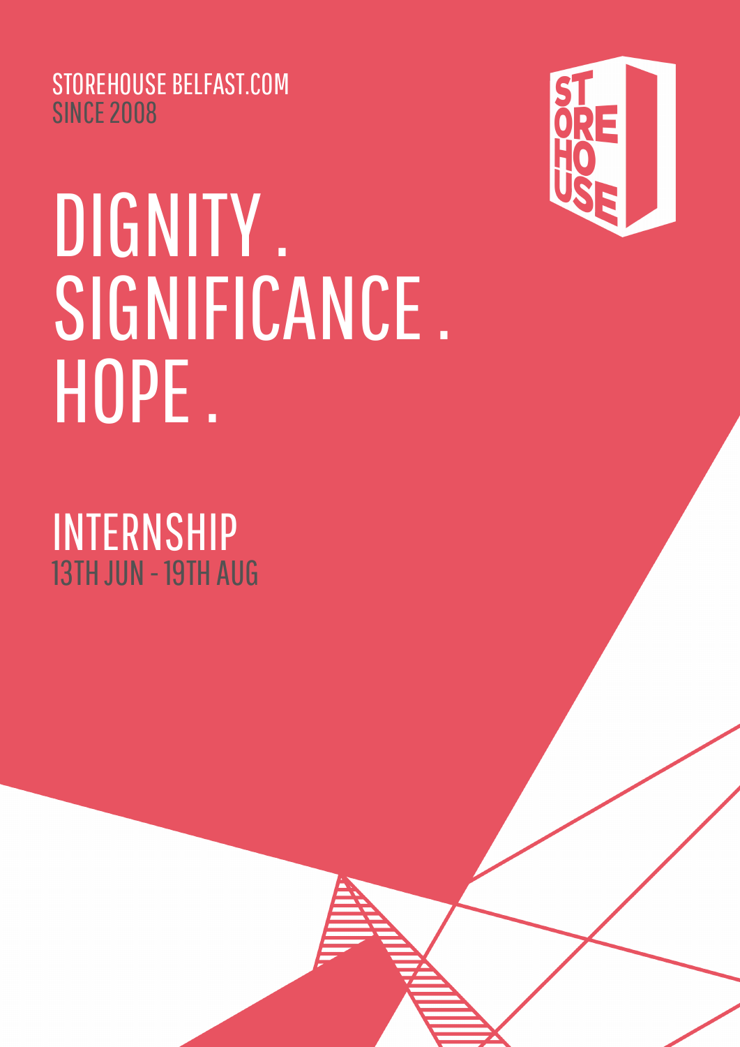STOREHOUSE BELFAST.COM
SINCE 2008

# DIGNITY . SIGNIFICANCE . HOPE .

## INTERNSHIP

13TH JUN - 19TH AUG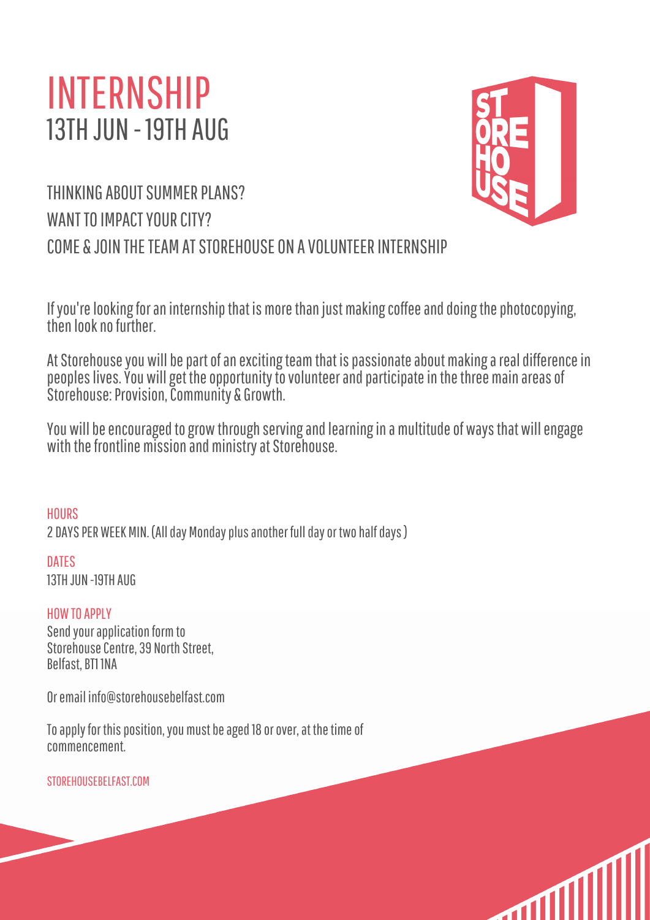# INTERNSHIP
## 13TH JUN - 19TH AUG

THINKING ABOUT SUMMER PLANS?

WANT TO IMPACT YOUR CITY?

COME & JOIN THE TEAM AT STOREHOUSE ON A VOLUNTEER INTERNSHIP

If you're looking for an internship that is more than just making coffee and doing the photocopying, then look no further.

At Storehouse you will be part of an exciting team that is passionate about making a real difference in peoples lives. You will get the opportunity to volunteer and participate in the three main areas of Storehouse: Provision, Community & Growth.

You will be encouraged to grow through serving and learning in a multitude of ways that will engage with the frontline mission and ministry at Storehouse.

### HOURS

2 DAYS PER WEEK MIN. (All day Monday plus another full day or two half days )

### DATES

13TH JUN -19TH AUG

### HOW TO APPLY

Send your application form to
Storehouse Centre, 39 North Street,
Belfast, BT1 1NA

Or email info@storehousebelfast.com

To apply for this position, you must be aged 18 or over, at the time of commencement.

STOREHOUSEBELFAST.COM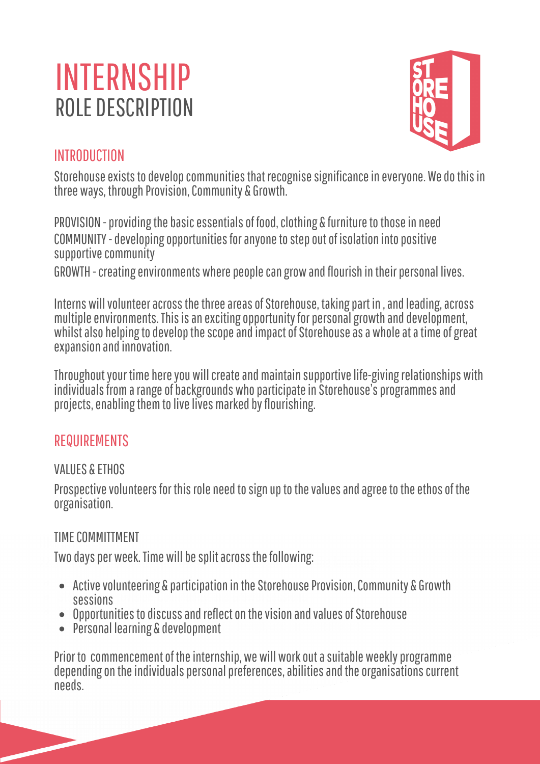# INTERNSHIP
## ROLE DESCRIPTION

### INTRODUCTION

Storehouse exists to develop communities that recognise significance in everyone. We do this in three ways, through Provision, Community & Growth.

PROVISION - providing the basic essentials of food, clothing & furniture to those in need
COMMUNITY - developing opportunities for anyone to step out of isolation into positive supportive community
GROWTH - creating environments where people can grow and flourish in their personal lives.

Interns will volunteer across the three areas of Storehouse, taking part in , and leading, across multiple environments. This is an exciting opportunity for personal growth and development, whilst also helping to develop the scope and impact of Storehouse as a whole at a time of great expansion and innovation.

Throughout your time here you will create and maintain supportive life-giving relationships with individuals from a range of backgrounds who participate in Storehouse's programmes and projects, enabling them to live lives marked by flourishing.

### REQUIREMENTS

#### VALUES & ETHOS

Prospective volunteers for this role need to sign up to the values and agree to the ethos of the organisation.

#### TIME COMMITTMENT

Two days per week. Time will be split across the following:

- Active volunteering & participation in the Storehouse Provision, Community & Growth sessions
- Opportunities to discuss and reflect on the vision and values of Storehouse
- Personal learning & development

Prior to commencement of the internship, we will work out a suitable weekly programme depending on the individuals personal preferences, abilities and the organisations current needs.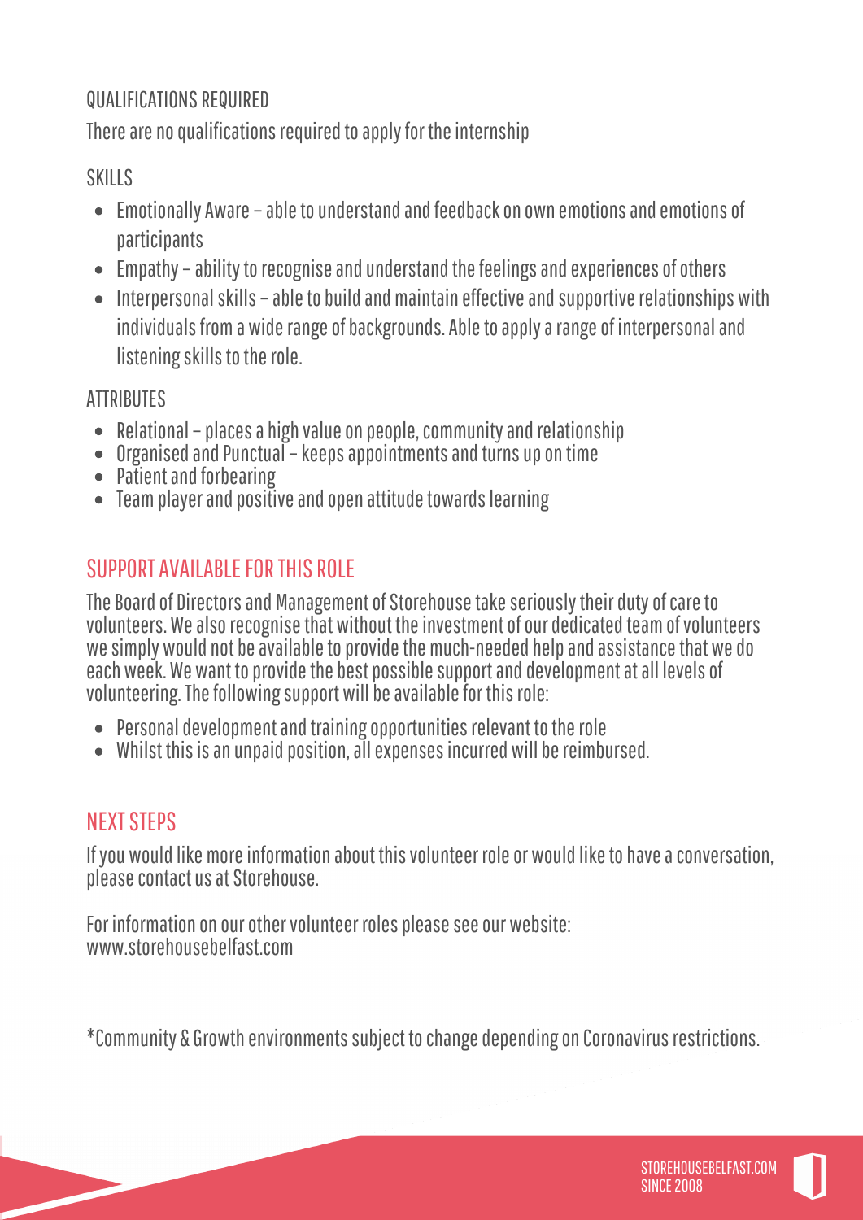QUALIFICATIONS REQUIRED

There are no qualifications required to apply for the internship

SKILLS

- Emotionally Aware – able to understand and feedback on own emotions and emotions of participants
- Empathy – ability to recognise and understand the feelings and experiences of others
- Interpersonal skills – able to build and maintain effective and supportive relationships with individuals from a wide range of backgrounds. Able to apply a range of interpersonal and listening skills to the role.

ATTRIBUTES

- Relational – places a high value on people, community and relationship
- Organised and Punctual – keeps appointments and turns up on time
- Patient and forbearing
- Team player and positive and open attitude towards learning

## SUPPORT AVAILABLE FOR THIS ROLE

The Board of Directors and Management of Storehouse take seriously their duty of care to volunteers. We also recognise that without the investment of our dedicated team of volunteers we simply would not be available to provide the much-needed help and assistance that we do each week. We want to provide the best possible support and development at all levels of volunteering. The following support will be available for this role:

- Personal development and training opportunities relevant to the role
- Whilst this is an unpaid position, all expenses incurred will be reimbursed.

## NEXT STEPS

If you would like more information about this volunteer role or would like to have a conversation, please contact us at Storehouse.

For information on our other volunteer roles please see our website:
www.storehousebelfast.com

*Community & Growth environments subject to change depending on Coronavirus restrictions.